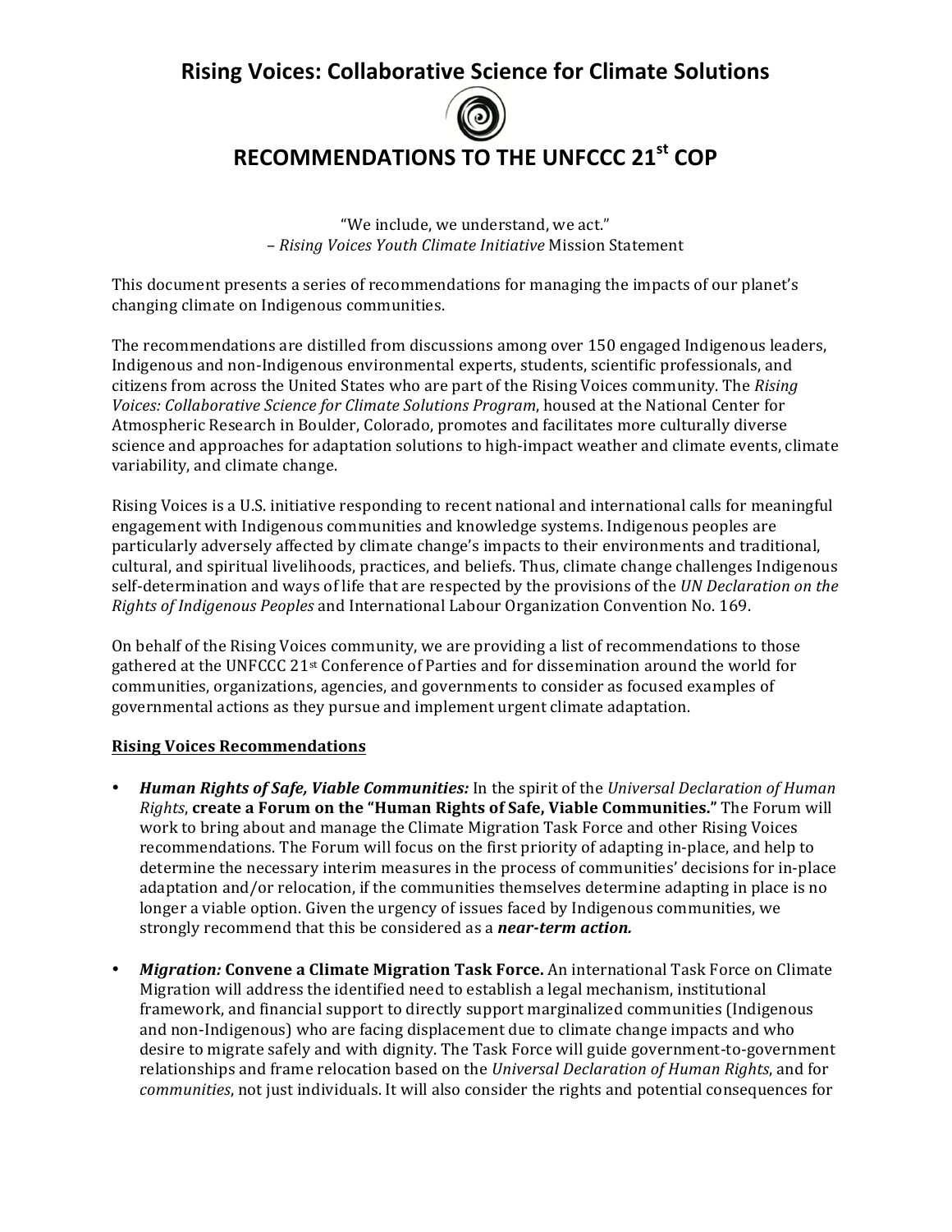# Rising Voices: Collaborative Science for Climate Solutions

# RECOMMENDATIONS TO THE UNFCCC 21st COP

"We include, we understand, we act."
– *Rising Voices Youth Climate Initiative* Mission Statement

This document presents a series of recommendations for managing the impacts of our planet's changing climate on Indigenous communities.

The recommendations are distilled from discussions among over 150 engaged Indigenous leaders, Indigenous and non-Indigenous environmental experts, students, scientific professionals, and citizens from across the United States who are part of the Rising Voices community. The *Rising Voices: Collaborative Science for Climate Solutions Program*, housed at the National Center for Atmospheric Research in Boulder, Colorado, promotes and facilitates more culturally diverse science and approaches for adaptation solutions to high-impact weather and climate events, climate variability, and climate change.

Rising Voices is a U.S. initiative responding to recent national and international calls for meaningful engagement with Indigenous communities and knowledge systems. Indigenous peoples are particularly adversely affected by climate change's impacts to their environments and traditional, cultural, and spiritual livelihoods, practices, and beliefs. Thus, climate change challenges Indigenous self-determination and ways of life that are respected by the provisions of the *UN Declaration on the Rights of Indigenous Peoples* and International Labour Organization Convention No. 169.

On behalf of the Rising Voices community, we are providing a list of recommendations to those gathered at the UNFCCC 21st Conference of Parties and for dissemination around the world for communities, organizations, agencies, and governments to consider as focused examples of governmental actions as they pursue and implement urgent climate adaptation.

**Rising Voices Recommendations**

- ***Human Rights of Safe, Viable Communities:*** In the spirit of the *Universal Declaration of Human Rights*, **create a Forum on the "Human Rights of Safe, Viable Communities."** The Forum will work to bring about and manage the Climate Migration Task Force and other Rising Voices recommendations. The Forum will focus on the first priority of adapting in-place, and help to determine the necessary interim measures in the process of communities' decisions for in-place adaptation and/or relocation, if the communities themselves determine adapting in place is no longer a viable option. Given the urgency of issues faced by Indigenous communities, we strongly recommend that this be considered as a ***near-term action.***

- ***Migration:*** **Convene a Climate Migration Task Force.** An international Task Force on Climate Migration will address the identified need to establish a legal mechanism, institutional framework, and financial support to directly support marginalized communities (Indigenous and non-Indigenous) who are facing displacement due to climate change impacts and who desire to migrate safely and with dignity. The Task Force will guide government-to-government relationships and frame relocation based on the *Universal Declaration of Human Rights*, and for *communities*, not just individuals. It will also consider the rights and potential consequences for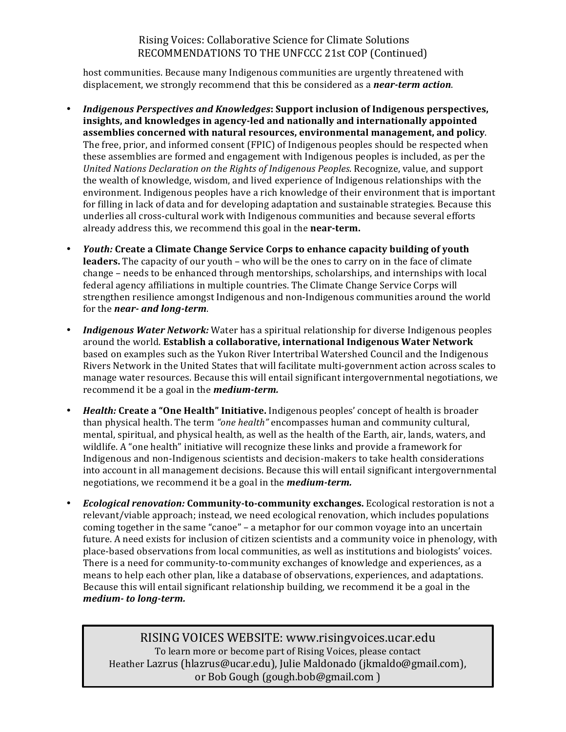host communities. Because many Indigenous communities are urgently threatened with displacement, we strongly recommend that this be considered as a ***near-term action***.

- ***Indigenous Perspectives and Knowledges*****: Support inclusion of Indigenous perspectives, insights, and knowledges in agency-led and nationally and internationally appointed assemblies concerned with natural resources, environmental management, and policy**. The free, prior, and informed consent (FPIC) of Indigenous peoples should be respected when these assemblies are formed and engagement with Indigenous peoples is included, as per the *United Nations Declaration on the Rights of Indigenous Peoples*. Recognize, value, and support the wealth of knowledge, wisdom, and lived experience of Indigenous relationships with the environment. Indigenous peoples have a rich knowledge of their environment that is important for filling in lack of data and for developing adaptation and sustainable strategies. Because this underlies all cross-cultural work with Indigenous communities and because several efforts already address this, we recommend this goal in the **near-term.**

- ***Youth:*** **Create a Climate Change Service Corps to enhance capacity building of youth leaders.** The capacity of our youth – who will be the ones to carry on in the face of climate change – needs to be enhanced through mentorships, scholarships, and internships with local federal agency affiliations in multiple countries. The Climate Change Service Corps will strengthen resilience amongst Indigenous and non-Indigenous communities around the world for the ***near- and long-term***.

- ***Indigenous Water Network:*** Water has a spiritual relationship for diverse Indigenous peoples around the world. **Establish a collaborative, international Indigenous Water Network** based on examples such as the Yukon River Intertribal Watershed Council and the Indigenous Rivers Network in the United States that will facilitate multi-government action across scales to manage water resources. Because this will entail significant intergovernmental negotiations, we recommend it be a goal in the ***medium-term.***

- ***Health:*** **Create a "One Health" Initiative.** Indigenous peoples' concept of health is broader than physical health. The term *"one health"* encompasses human and community cultural, mental, spiritual, and physical health, as well as the health of the Earth, air, lands, waters, and wildlife. A "one health" initiative will recognize these links and provide a framework for Indigenous and non-Indigenous scientists and decision-makers to take health considerations into account in all management decisions. Because this will entail significant intergovernmental negotiations, we recommend it be a goal in the ***medium-term.***

- ***Ecological renovation:*** **Community-to-community exchanges.** Ecological restoration is not a relevant/viable approach; instead, we need ecological renovation, which includes populations coming together in the same "canoe" – a metaphor for our common voyage into an uncertain future. A need exists for inclusion of citizen scientists and a community voice in phenology, with place-based observations from local communities, as well as institutions and biologists' voices. There is a need for community-to-community exchanges of knowledge and experiences, as a means to help each other plan, like a database of observations, experiences, and adaptations. Because this will entail significant relationship building, we recommend it be a goal in the ***medium- to long-term.***

RISING VOICES WEBSITE: www.risingvoices.ucar.edu

To learn more or become part of Rising Voices, please contact Heather Lazrus (hlazrus@ucar.edu), Julie Maldonado (jkmaldo@gmail.com), or Bob Gough (gough.bob@gmail.com )